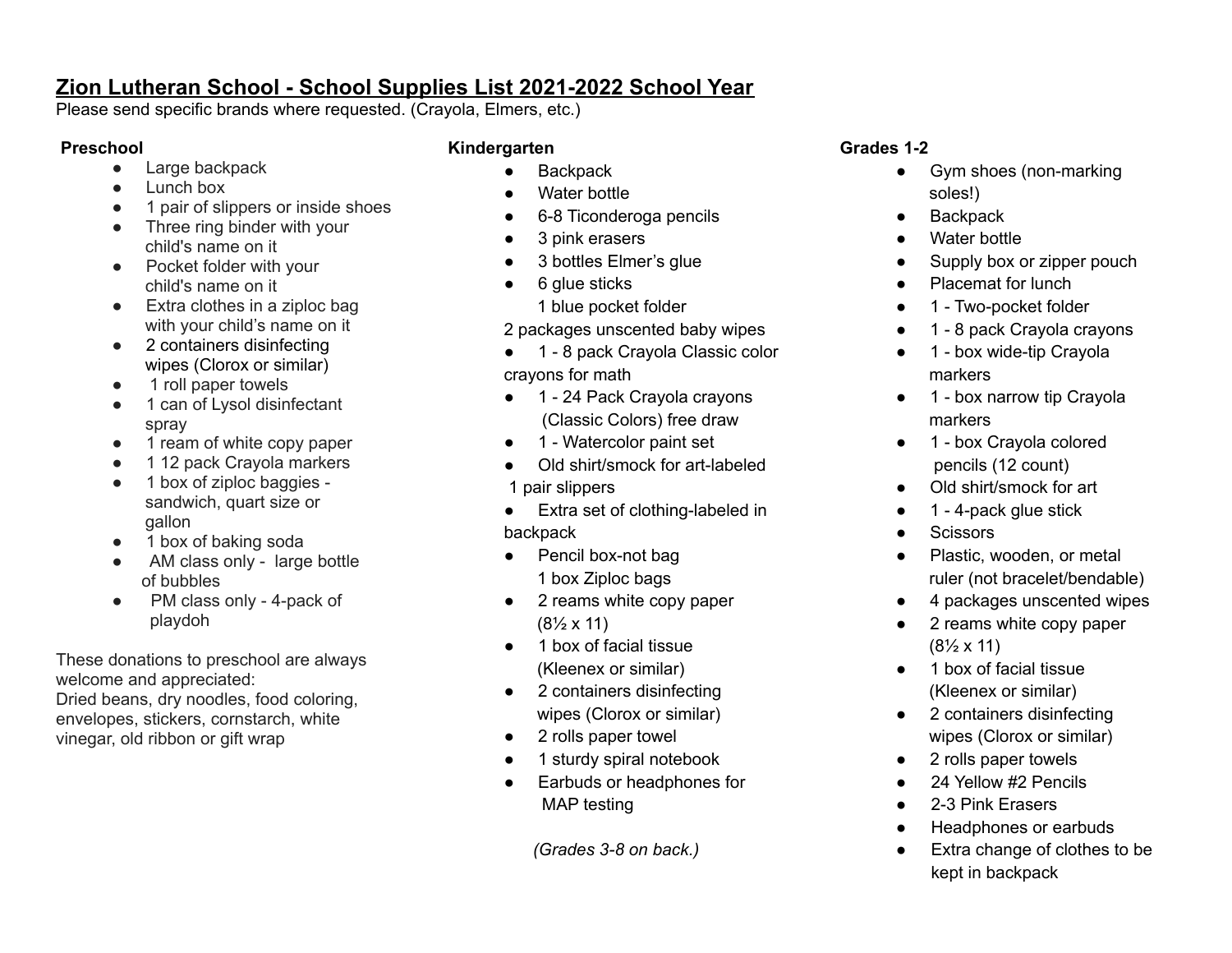# Zion Lutheran School - School Supplies List 2021-2022 School Year

Please send specific brands where requested. (Crayola, Elmers, etc.)

**Preschool**

- Large backpack
- Lunch box
- 1 pair of slippers or inside shoes
- Three ring binder with your child's name on it
- Pocket folder with your child's name on it
- Extra clothes in a ziploc bag with your child's name on it
- 2 containers disinfecting wipes (Clorox or similar)
- 1 roll paper towels
- 1 can of Lysol disinfectant spray
- 1 ream of white copy paper
- 1 12 pack Crayola markers
- 1 box of ziploc baggies - sandwich, quart size or gallon
- 1 box of baking soda
- AM class only - large bottle of bubbles
- PM class only - 4-pack of playdoh

These donations to preschool are always welcome and appreciated:
Dried beans, dry noodles, food coloring, envelopes, stickers, cornstarch, white vinegar, old ribbon or gift wrap

**Kindergarten**

- Backpack
- Water bottle
- 6-8 Ticonderoga pencils
- 3 pink erasers
- 3 bottles Elmer's glue
- 6 glue sticks
  1 blue pocket folder

2 packages unscented baby wipes

- 1 - 8 pack Crayola Classic color crayons for math
- 1 - 24 Pack Crayola crayons (Classic Colors) free draw
- 1 - Watercolor paint set
- Old shirt/smock for art-labeled

1 pair slippers

- Extra set of clothing-labeled in backpack
- Pencil box-not bag
  1 box Ziploc bags
- 2 reams white copy paper (8½ x 11)
- 1 box of facial tissue (Kleenex or similar)
- 2 containers disinfecting wipes (Clorox or similar)
- 2 rolls paper towel
- 1 sturdy spiral notebook
- Earbuds or headphones for MAP testing

*(Grades 3-8 on back.)*

**Grades 1-2**

- Gym shoes (non-marking soles!)
- Backpack
- Water bottle
- Supply box or zipper pouch
- Placemat for lunch
- 1 - Two-pocket folder
- 1 - 8 pack Crayola crayons
- 1 - box wide-tip Crayola markers
- 1 - box narrow tip Crayola markers
- 1 - box Crayola colored pencils (12 count)
- Old shirt/smock for art
- 1 - 4-pack glue stick
- Scissors
- Plastic, wooden, or metal ruler (not bracelet/bendable)
- 4 packages unscented wipes
- 2 reams white copy paper (8½ x 11)
- 1 box of facial tissue (Kleenex or similar)
- 2 containers disinfecting wipes (Clorox or similar)
- 2 rolls paper towels
- 24 Yellow #2 Pencils
- 2-3 Pink Erasers
- Headphones or earbuds
- Extra change of clothes to be kept in backpack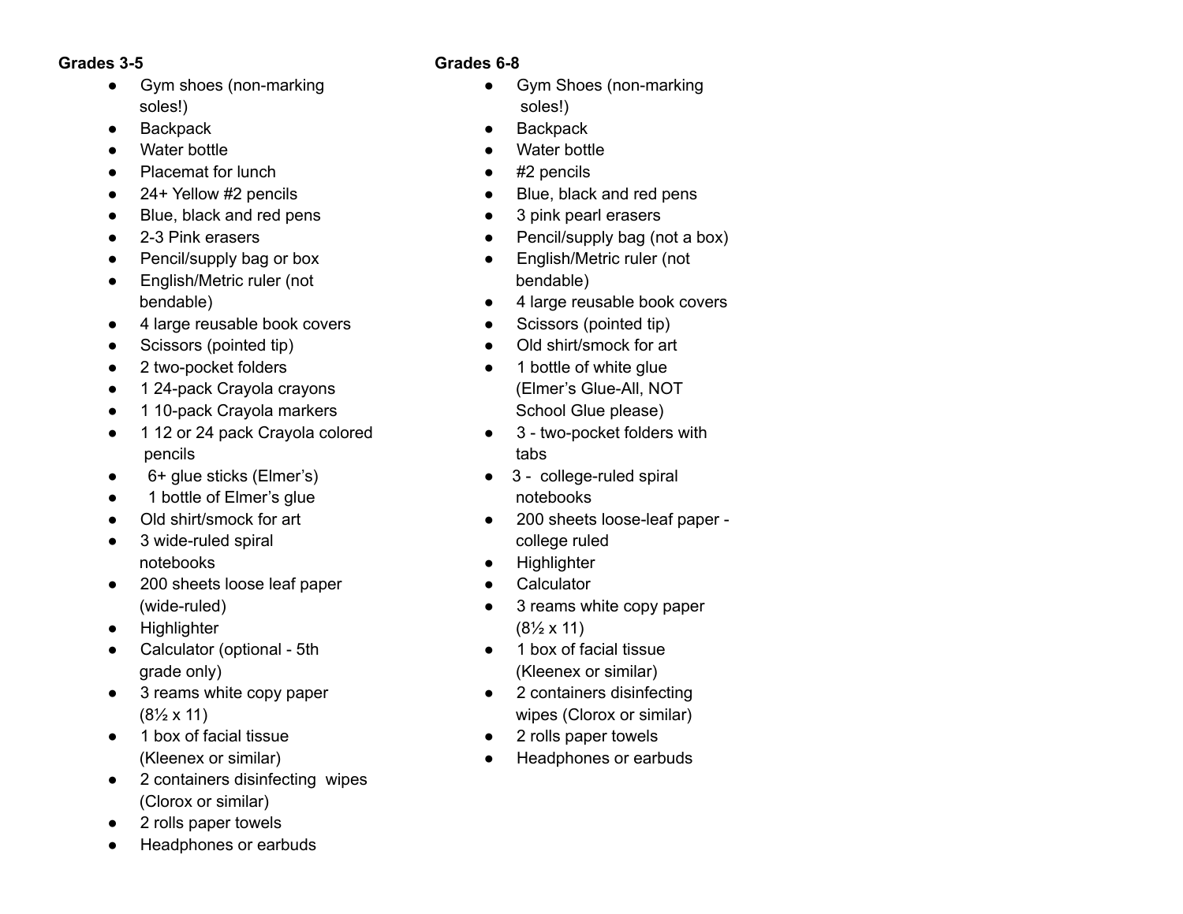**Grades 3-5**

- Gym shoes (non-marking soles!)
- Backpack
- Water bottle
- Placemat for lunch
- 24+ Yellow #2 pencils
- Blue, black and red pens
- 2-3 Pink erasers
- Pencil/supply bag or box
- English/Metric ruler (not bendable)
- 4 large reusable book covers
- Scissors (pointed tip)
- 2 two-pocket folders
- 1 24-pack Crayola crayons
- 1 10-pack Crayola markers
- 1 12 or 24 pack Crayola colored pencils
- 6+ glue sticks (Elmer's)
- 1 bottle of Elmer's glue
- Old shirt/smock for art
- 3 wide-ruled spiral notebooks
- 200 sheets loose leaf paper (wide-ruled)
- Highlighter
- Calculator (optional - 5th grade only)
- 3 reams white copy paper (8½ x 11)
- 1 box of facial tissue (Kleenex or similar)
- 2 containers disinfecting wipes (Clorox or similar)
- 2 rolls paper towels
- Headphones or earbuds

**Grades 6-8**

- Gym Shoes (non-marking soles!)
- Backpack
- Water bottle
- #2 pencils
- Blue, black and red pens
- 3 pink pearl erasers
- Pencil/supply bag (not a box)
- English/Metric ruler (not bendable)
- 4 large reusable book covers
- Scissors (pointed tip)
- Old shirt/smock for art
- 1 bottle of white glue (Elmer's Glue-All, NOT School Glue please)
- 3 - two-pocket folders with tabs
- 3 - college-ruled spiral notebooks
- 200 sheets loose-leaf paper - college ruled
- Highlighter
- Calculator
- 3 reams white copy paper (8½ x 11)
- 1 box of facial tissue (Kleenex or similar)
- 2 containers disinfecting wipes (Clorox or similar)
- 2 rolls paper towels
- Headphones or earbuds